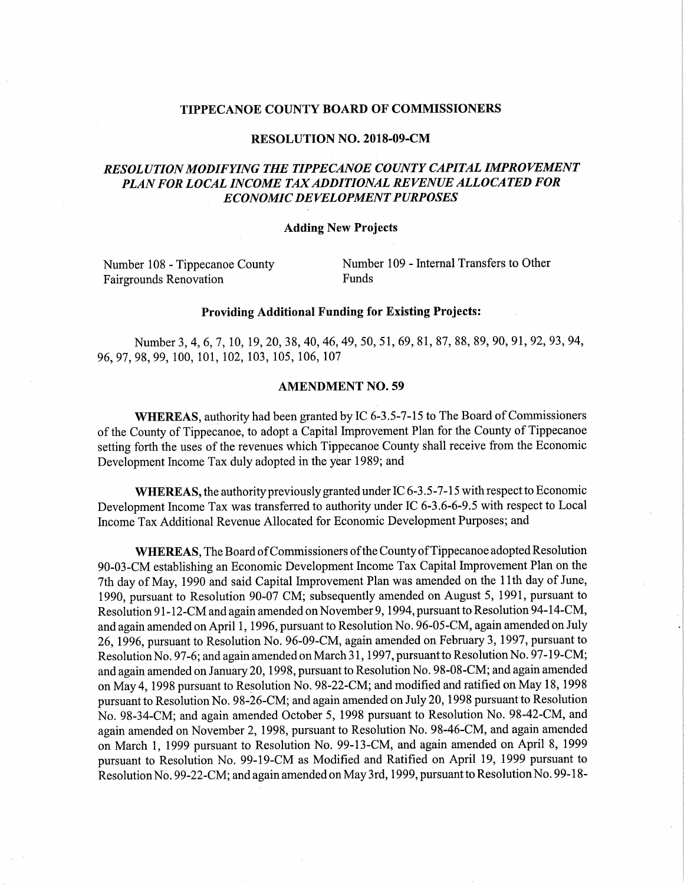# TIPPECANOE COUNTY BOARD OF COMMISSIONERS

## RESOLUTION NO. 2018-09-CM

## *RESOLUTION MODIFYING THE TIPPECANOE COUNTY CAPITAL IMPROVEMENT PLAN FOR LOCAL INCOME TAX ADDITIONAL REVENUE ALLOCATED FOR ECONOMIC DEVELOPMENT PURPOSES*

### Adding New Projects

Number 108 - Tippecanoe County Fairgrounds Renovation

Number 109 - Internal Transfers to Other Funds

### Providing Additional Funding for Existing Projects:

Number 3, 4, 6, 7, 10, 19, 20, 38, 40, 46, 49, 50, 51, 69, 81, 87, 88, 89, 90, 91, 92, 93, 94, 96, 97, 98, 99, 100, 101, 102, 103, 105, 106, 107

### AMENDMENT NO. 59

**WHEREAS,** authority had been granted by IC 6-3.5-7-15 to The Board of Commissioners of the County of Tippecanoe, to adopt a Capital Improvement Plan for the County of Tippecanoe setting forth the uses of the revenues which Tippecanoe County shall receive from the Economic Development Income Tax duly adopted in the year 1989; and

**WHEREAS,** the authority previously granted under IC 6-3.5-7-15 with respect to Economic Development Income Tax was transferred to authority under IC 6-3.6-6-9.5 with respect to Local Income Tax Additional Revenue Allocated for Economic Development Purposes; and

**WHEREAS,** The Board of Commissioners of the County of Tippecanoe adopted Resolution 90-03-CM establishing an Economic Development Income Tax Capital Improvement Plan on the 7th day of May, 1990 and said Capital Improvement Plan was amended on the 11th day of June, 1990, pursuant to Resolution 90-07 CM; subsequently amended on August 5, 1991, pursuant to Resolution 91-12-CM and again amended on November 9, 1994, pursuant to Resolution 94-14-CM, and again amended on April 1, 1996, pursuant to Resolution No. 96-05-CM, again amended on July 26, 1996, pursuant to Resolution No. 96-09-CM, again amended on February 3, 1997, pursuant to Resolution No. 97-6; and again amended on March 31, 1997, pursuant to Resolution No. 97-19-CM; and again amended on January 20, 1998, pursuant to Resolution No. 98-08-CM; and again amended on May 4, 1998 pursuant to Resolution No. 98-22-CM; and modified and ratified on May 18, 1998 pursuant to Resolution No. 98-26-CM; and again amended on July 20, 1998 pursuant to Resolution No. 98-34-CM; and again amended October 5, 1998 pursuant to Resolution No. 98-42-CM, and again amended on November 2, 1998, pursuant to Resolution No. 98-46-CM, and again amended on March 1, 1999 pursuant to Resolution No. 99-13-CM, and again amended on April 8, 1999 pursuant to Resolution No. 99-19-CM as Modified and Ratified on April 19, 1999 pursuant to Resolution No. 99-22-CM; and again amended on May 3rd, 1999, pursuant to Resolution No. 99-18-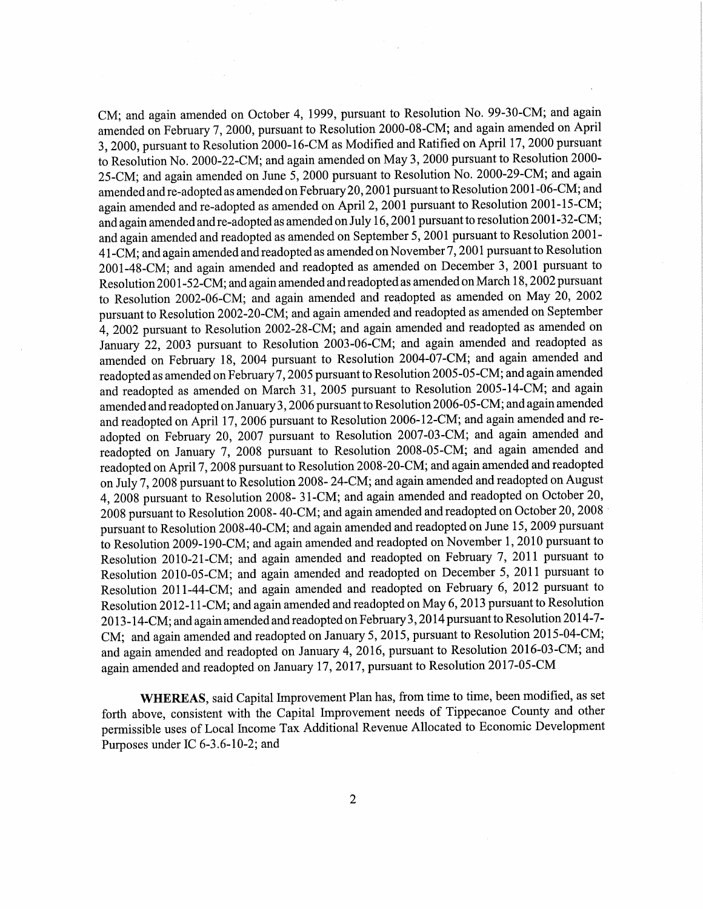CM; and again amended on October 4, 1999, pursuant to Resolution No. 99-30-CM; and again amended on February 7, 2000, pursuant to Resolution 2000-08-CM; and again amended on April 3, 2000, pursuant to Resolution 2000-16-CM as Modified and Ratified on April 17, 2000 pursuant to Resolution No. 2000-22-CM; and again amended on May 3, 2000 pursuant to Resolution 2000-25-CM; and again amended on June 5, 2000 pursuant to Resolution No. 2000-29-CM; and again amended and re-adopted as amended on February 20, 2001 pursuant to Resolution 2001-06-CM; and again amended and re-adopted as amended on April 2, 2001 pursuant to Resolution 2001-15-CM; and again amended and re-adopted as amended on July 16, 2001 pursuant to resolution 2001-32-CM; and again amended and readopted as amended on September 5, 2001 pursuant to Resolution 2001-41-CM; and again amended and readopted as amended on November 7, 2001 pursuant to Resolution 2001-48-CM; and again amended and readopted as amended on December 3, 2001 pursuant to Resolution 2001-52-CM; and again amended and readopted as amended on March 18, 2002 pursuant to Resolution 2002-06-CM; and again amended and readopted as amended on May 20, 2002 pursuant to Resolution 2002-20-CM; and again amended and readopted as amended on September 4, 2002 pursuant to Resolution 2002-28-CM; and again amended and readopted as amended on January 22, 2003 pursuant to Resolution 2003-06-CM; and again amended and readopted as amended on February 18, 2004 pursuant to Resolution 2004-07-CM; and again amended and readopted as amended on February 7, 2005 pursuant to Resolution 2005-05-CM; and again amended and readopted as amended on March 31, 2005 pursuant to Resolution 2005-14-CM; and again amended and readopted on January 3, 2006 pursuant to Resolution 2006-05-CM; and again amended and readopted on April 17, 2006 pursuant to Resolution 2006-12-CM; and again amended and re-adopted on February 20, 2007 pursuant to Resolution 2007-03-CM; and again amended and readopted on January 7, 2008 pursuant to Resolution 2008-05-CM; and again amended and readopted on April 7, 2008 pursuant to Resolution 2008-20-CM; and again amended and readopted on July 7, 2008 pursuant to Resolution 2008- 24-CM; and again amended and readopted on August 4, 2008 pursuant to Resolution 2008- 31-CM; and again amended and readopted on October 20, 2008 pursuant to Resolution 2008- 40-CM; and again amended and readopted on October 20, 2008 pursuant to Resolution 2008-40-CM; and again amended and readopted on June 15, 2009 pursuant to Resolution 2009-190-CM; and again amended and readopted on November 1, 2010 pursuant to Resolution 2010-21-CM; and again amended and readopted on February 7, 2011 pursuant to Resolution 2010-05-CM; and again amended and readopted on December 5, 2011 pursuant to Resolution 2011-44-CM; and again amended and readopted on February 6, 2012 pursuant to Resolution 2012-11-CM; and again amended and readopted on May 6, 2013 pursuant to Resolution 2013-14-CM; and again amended and readopted on February 3, 2014 pursuant to Resolution 2014-7-CM; and again amended and readopted on January 5, 2015, pursuant to Resolution 2015-04-CM; and again amended and readopted on January 4, 2016, pursuant to Resolution 2016-03-CM; and again amended and readopted on January 17, 2017, pursuant to Resolution 2017-05-CM

**WHEREAS**, said Capital Improvement Plan has, from time to time, been modified, as set forth above, consistent with the Capital Improvement needs of Tippecanoe County and other permissible uses of Local Income Tax Additional Revenue Allocated to Economic Development Purposes under IC 6-3.6-10-2; and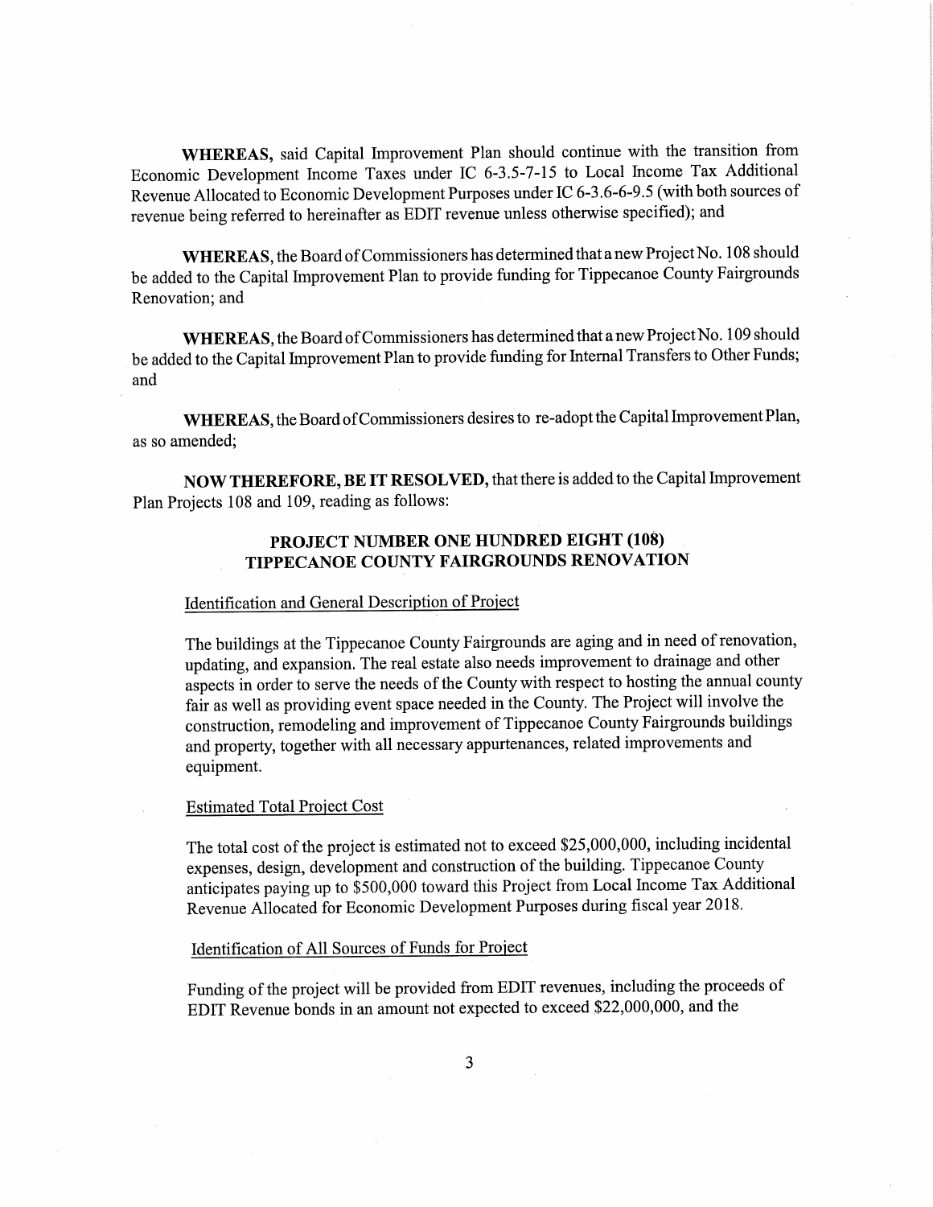**WHEREAS,** said Capital Improvement Plan should continue with the transition from Economic Development Income Taxes under IC 6-3.5-7-15 to Local Income Tax Additional Revenue Allocated to Economic Development Purposes under IC 6-3.6-6-9.5 (with both sources of revenue being referred to hereinafter as EDIT revenue unless otherwise specified); and

**WHEREAS**, the Board of Commissioners has determined that a new Project No. 108 should be added to the Capital Improvement Plan to provide funding for Tippecanoe County Fairgrounds Renovation; and

**WHEREAS**, the Board of Commissioners has determined that a new Project No. 109 should be added to the Capital Improvement Plan to provide funding for Internal Transfers to Other Funds; and

**WHEREAS**, the Board of Commissioners desires to re-adopt the Capital Improvement Plan, as so amended;

**NOW THEREFORE, BE IT RESOLVED,** that there is added to the Capital Improvement Plan Projects 108 and 109, reading as follows:

## PROJECT NUMBER ONE HUNDRED EIGHT (108)
## TIPPECANOE COUNTY FAIRGROUNDS RENOVATION

Identification and General Description of Project

The buildings at the Tippecanoe County Fairgrounds are aging and in need of renovation, updating, and expansion. The real estate also needs improvement to drainage and other aspects in order to serve the needs of the County with respect to hosting the annual county fair as well as providing event space needed in the County. The Project will involve the construction, remodeling and improvement of Tippecanoe County Fairgrounds buildings and property, together with all necessary appurtenances, related improvements and equipment.

Estimated Total Project Cost

The total cost of the project is estimated not to exceed $25,000,000, including incidental expenses, design, development and construction of the building. Tippecanoe County anticipates paying up to $500,000 toward this Project from Local Income Tax Additional Revenue Allocated for Economic Development Purposes during fiscal year 2018.

Identification of All Sources of Funds for Project

Funding of the project will be provided from EDIT revenues, including the proceeds of EDIT Revenue bonds in an amount not expected to exceed $22,000,000, and the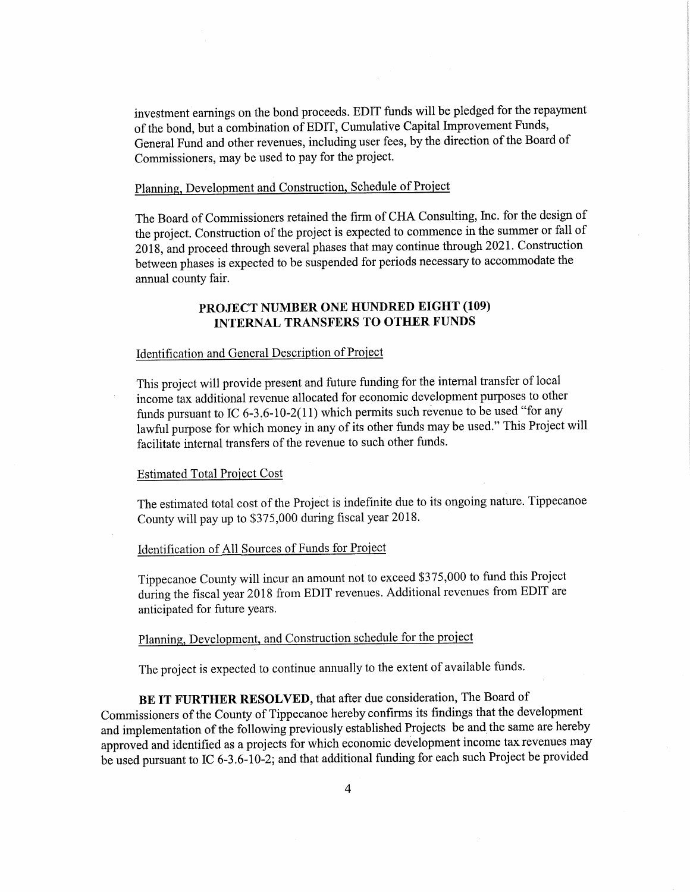investment earnings on the bond proceeds. EDIT funds will be pledged for the repayment of the bond, but a combination of EDIT, Cumulative Capital Improvement Funds, General Fund and other revenues, including user fees, by the direction of the Board of Commissioners, may be used to pay for the project.

Planning, Development and Construction, Schedule of Project

The Board of Commissioners retained the firm of CHA Consulting, Inc. for the design of the project. Construction of the project is expected to commence in the summer or fall of 2018, and proceed through several phases that may continue through 2021. Construction between phases is expected to be suspended for periods necessary to accommodate the annual county fair.

## PROJECT NUMBER ONE HUNDRED EIGHT (109) INTERNAL TRANSFERS TO OTHER FUNDS

Identification and General Description of Project

This project will provide present and future funding for the internal transfer of local income tax additional revenue allocated for economic development purposes to other funds pursuant to IC 6-3.6-10-2(11) which permits such revenue to be used "for any lawful purpose for which money in any of its other funds may be used." This Project will facilitate internal transfers of the revenue to such other funds.

Estimated Total Project Cost

The estimated total cost of the Project is indefinite due to its ongoing nature. Tippecanoe County will pay up to $375,000 during fiscal year 2018.

Identification of All Sources of Funds for Project

Tippecanoe County will incur an amount not to exceed $375,000 to fund this Project during the fiscal year 2018 from EDIT revenues. Additional revenues from EDIT are anticipated for future years.

Planning, Development, and Construction schedule for the project

The project is expected to continue annually to the extent of available funds.

**BE IT FURTHER RESOLVED**, that after due consideration, The Board of Commissioners of the County of Tippecanoe hereby confirms its findings that the development and implementation of the following previously established Projects be and the same are hereby approved and identified as a projects for which economic development income tax revenues may be used pursuant to IC 6-3.6-10-2; and that additional funding for each such Project be provided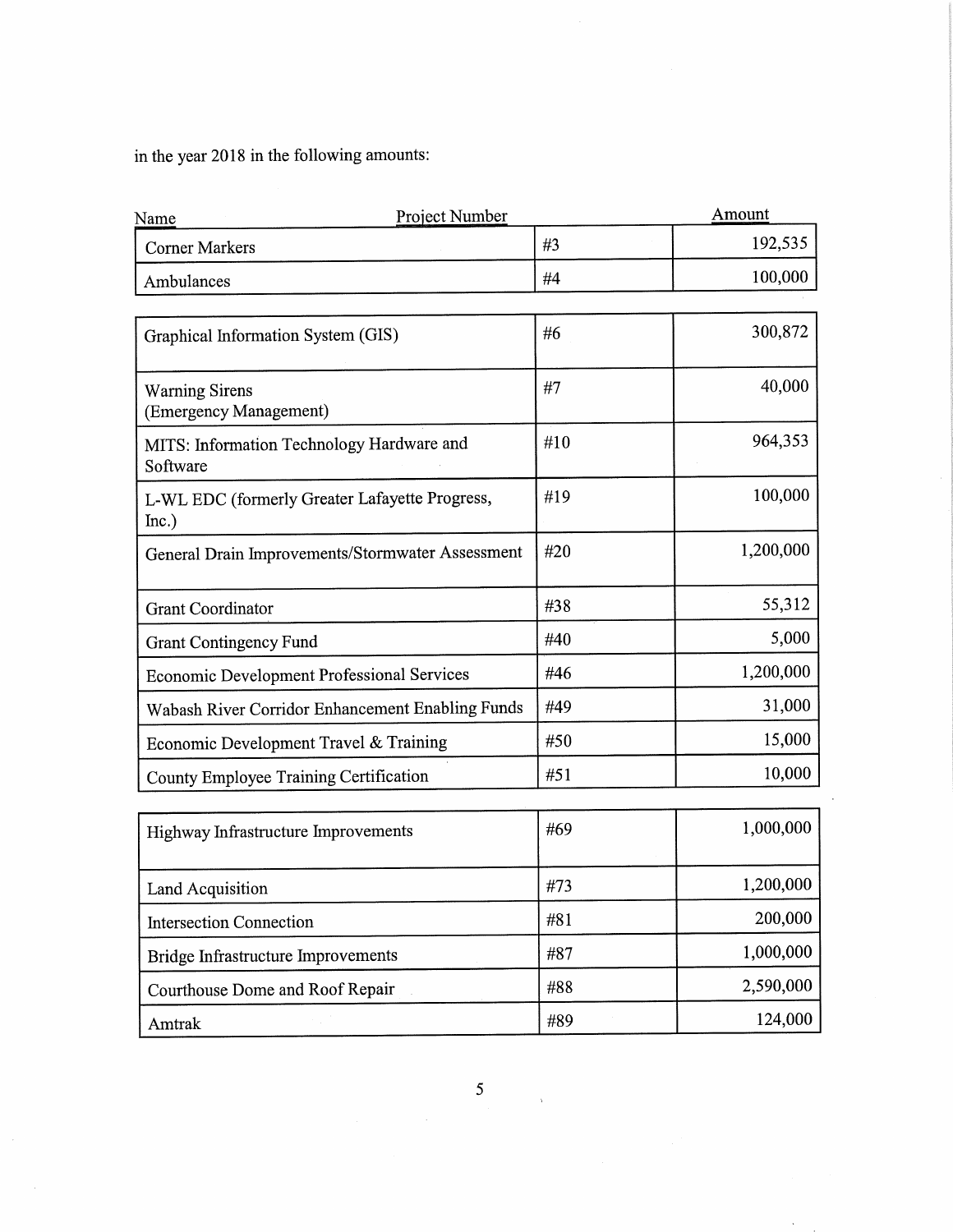in the year 2018 in the following amounts:

| Name | Project Number | Amount |
|---|---|---|
| Corner Markers | #3 | 192,535 |
| Ambulances | #4 | 100,000 |
| Graphical Information System (GIS) | #6 | 300,872 |
| Warning Sirens (Emergency Management) | #7 | 40,000 |
| MITS: Information Technology Hardware and Software | #10 | 964,353 |
| L-WL EDC (formerly Greater Lafayette Progress, Inc.) | #19 | 100,000 |
| General Drain Improvements/Stormwater Assessment | #20 | 1,200,000 |
| Grant Coordinator | #38 | 55,312 |
| Grant Contingency Fund | #40 | 5,000 |
| Economic Development Professional Services | #46 | 1,200,000 |
| Wabash River Corridor Enhancement Enabling Funds | #49 | 31,000 |
| Economic Development Travel & Training | #50 | 15,000 |
| County Employee Training Certification | #51 | 10,000 |
| Highway Infrastructure Improvements | #69 | 1,000,000 |
| Land Acquisition | #73 | 1,200,000 |
| Intersection Connection | #81 | 200,000 |
| Bridge Infrastructure Improvements | #87 | 1,000,000 |
| Courthouse Dome and Roof Repair | #88 | 2,590,000 |
| Amtrak | #89 | 124,000 |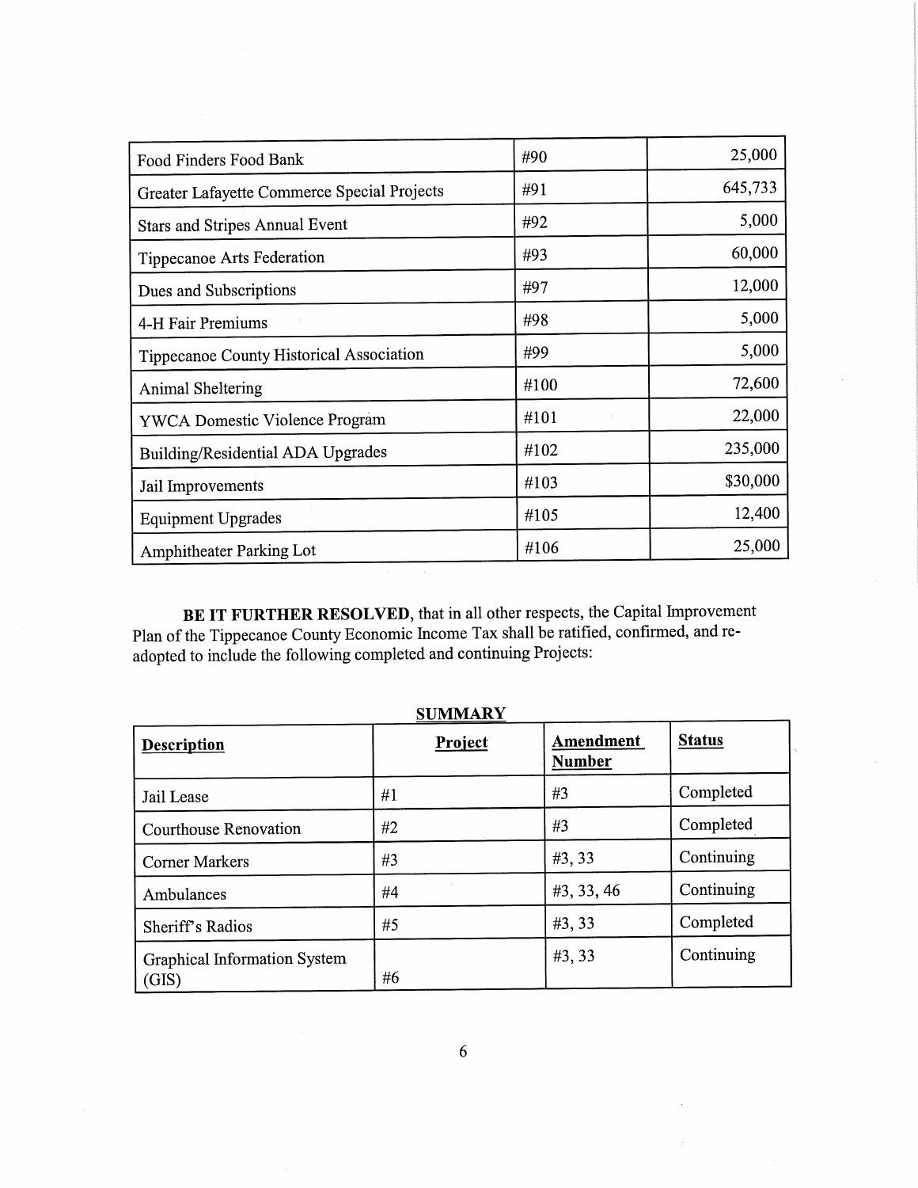| | | |
|---|---|---|
| Food Finders Food Bank | #90 | 25,000 |
| Greater Lafayette Commerce Special Projects | #91 | 645,733 |
| Stars and Stripes Annual Event | #92 | 5,000 |
| Tippecanoe Arts Federation | #93 | 60,000 |
| Dues and Subscriptions | #97 | 12,000 |
| 4-H Fair Premiums | #98 | 5,000 |
| Tippecanoe County Historical Association | #99 | 5,000 |
| Animal Sheltering | #100 | 72,600 |
| YWCA Domestic Violence Program | #101 | 22,000 |
| Building/Residential ADA Upgrades | #102 | 235,000 |
| Jail Improvements | #103 | $30,000 |
| Equipment Upgrades | #105 | 12,400 |
| Amphitheater Parking Lot | #106 | 25,000 |

**BE IT FURTHER RESOLVED**, that in all other respects, the Capital Improvement Plan of the Tippecanoe County Economic Income Tax shall be ratified, confirmed, and re-adopted to include the following completed and continuing Projects:

**SUMMARY**

| **Description** | **Project** | **Amendment Number** | **Status** |
|---|---|---|---|
| Jail Lease | #1 | #3 | Completed |
| Courthouse Renovation | #2 | #3 | Completed |
| Corner Markers | #3 | #3, 33 | Continuing |
| Ambulances | #4 | #3, 33, 46 | Continuing |
| Sheriff's Radios | #5 | #3, 33 | Completed |
| Graphical Information System (GIS) | #6 | #3, 33 | Continuing |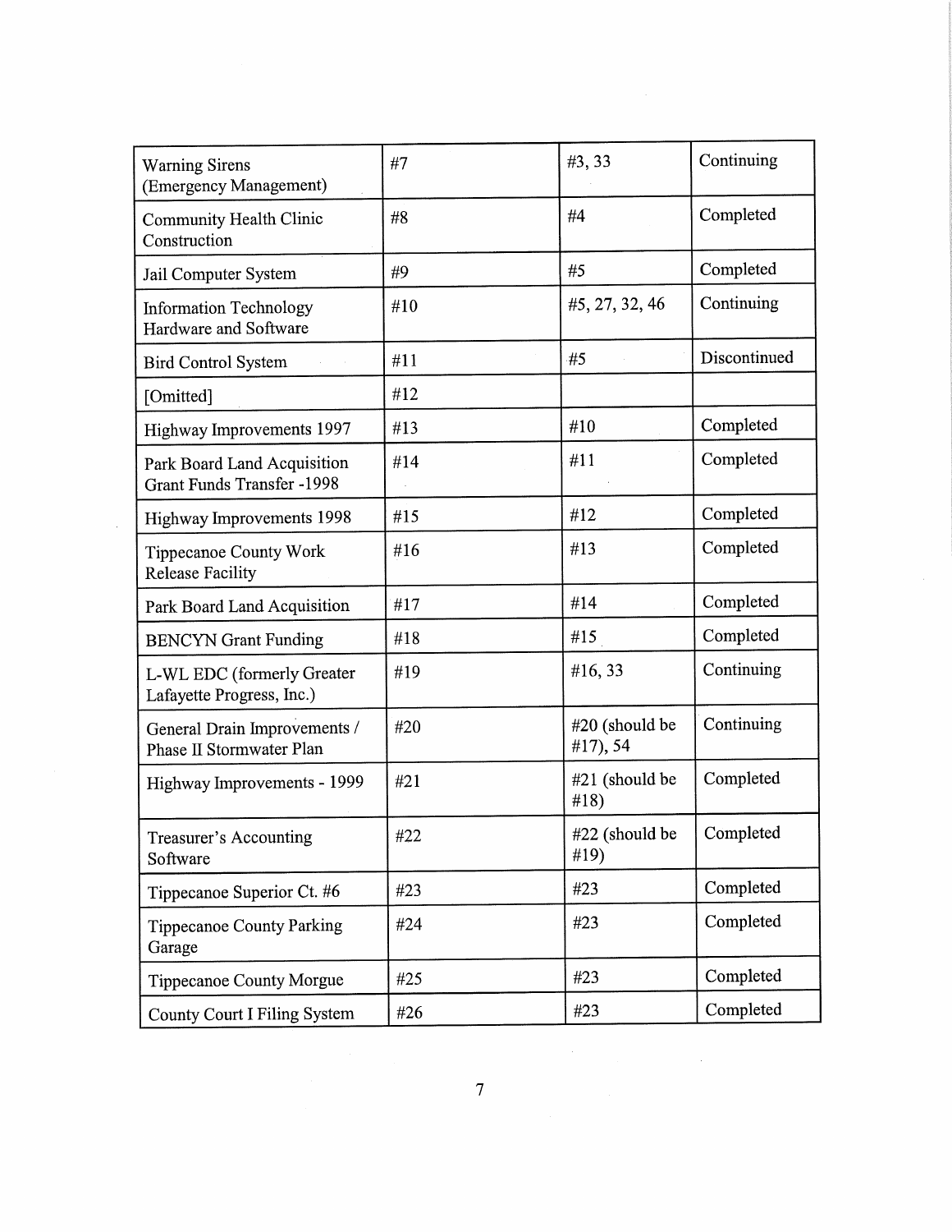| | | | |
|---|---|---|---|
| Warning Sirens (Emergency Management) | #7 | #3, 33 | Continuing |
| Community Health Clinic Construction | #8 | #4 | Completed |
| Jail Computer System | #9 | #5 | Completed |
| Information Technology Hardware and Software | #10 | #5, 27, 32, 46 | Continuing |
| Bird Control System | #11 | #5 | Discontinued |
| [Omitted] | #12 | | |
| Highway Improvements 1997 | #13 | #10 | Completed |
| Park Board Land Acquisition Grant Funds Transfer -1998 | #14 | #11 | Completed |
| Highway Improvements 1998 | #15 | #12 | Completed |
| Tippecanoe County Work Release Facility | #16 | #13 | Completed |
| Park Board Land Acquisition | #17 | #14 | Completed |
| BENCYN Grant Funding | #18 | #15 | Completed |
| L-WL EDC (formerly Greater Lafayette Progress, Inc.) | #19 | #16, 33 | Continuing |
| General Drain Improvements / Phase II Stormwater Plan | #20 | #20 (should be #17), 54 | Continuing |
| Highway Improvements - 1999 | #21 | #21 (should be #18) | Completed |
| Treasurer's Accounting Software | #22 | #22 (should be #19) | Completed |
| Tippecanoe Superior Ct. #6 | #23 | #23 | Completed |
| Tippecanoe County Parking Garage | #24 | #23 | Completed |
| Tippecanoe County Morgue | #25 | #23 | Completed |
| County Court I Filing System | #26 | #23 | Completed |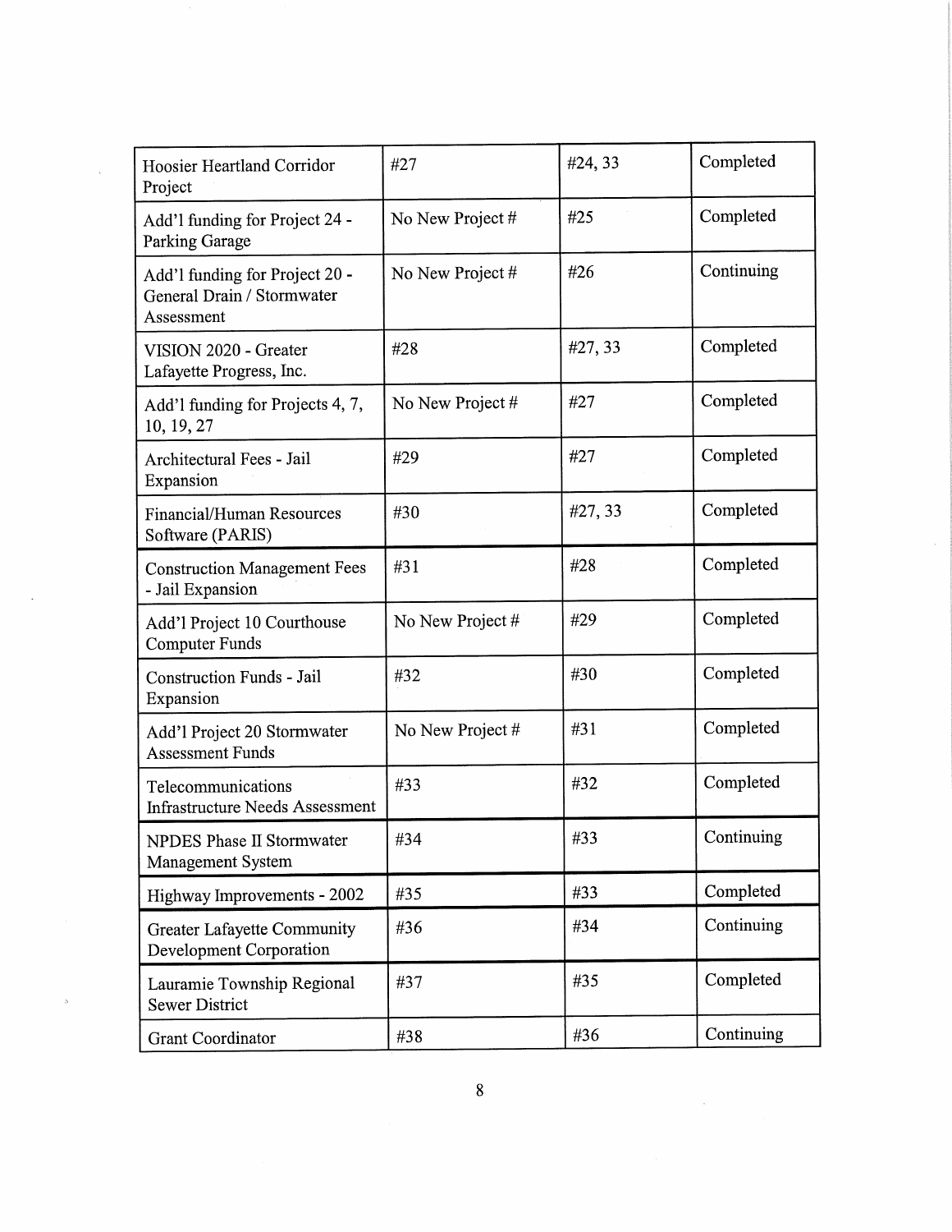| Hoosier Heartland Corridor Project | #27 | #24, 33 | Completed |
|---|---|---|---|
| Add'l funding for Project 24 - Parking Garage | No New Project # | #25 | Completed |
| Add'l funding for Project 20 - General Drain / Stormwater Assessment | No New Project # | #26 | Continuing |
| VISION 2020 - Greater Lafayette Progress, Inc. | #28 | #27, 33 | Completed |
| Add'l funding for Projects 4, 7, 10, 19, 27 | No New Project # | #27 | Completed |
| Architectural Fees - Jail Expansion | #29 | #27 | Completed |
| Financial/Human Resources Software (PARIS) | #30 | #27, 33 | Completed |
| Construction Management Fees - Jail Expansion | #31 | #28 | Completed |
| Add'l Project 10 Courthouse Computer Funds | No New Project # | #29 | Completed |
| Construction Funds - Jail Expansion | #32 | #30 | Completed |
| Add'l Project 20 Stormwater Assessment Funds | No New Project # | #31 | Completed |
| Telecommunications Infrastructure Needs Assessment | #33 | #32 | Completed |
| NPDES Phase II Stormwater Management System | #34 | #33 | Continuing |
| Highway Improvements - 2002 | #35 | #33 | Completed |
| Greater Lafayette Community Development Corporation | #36 | #34 | Continuing |
| Lauramie Township Regional Sewer District | #37 | #35 | Completed |
| Grant Coordinator | #38 | #36 | Continuing |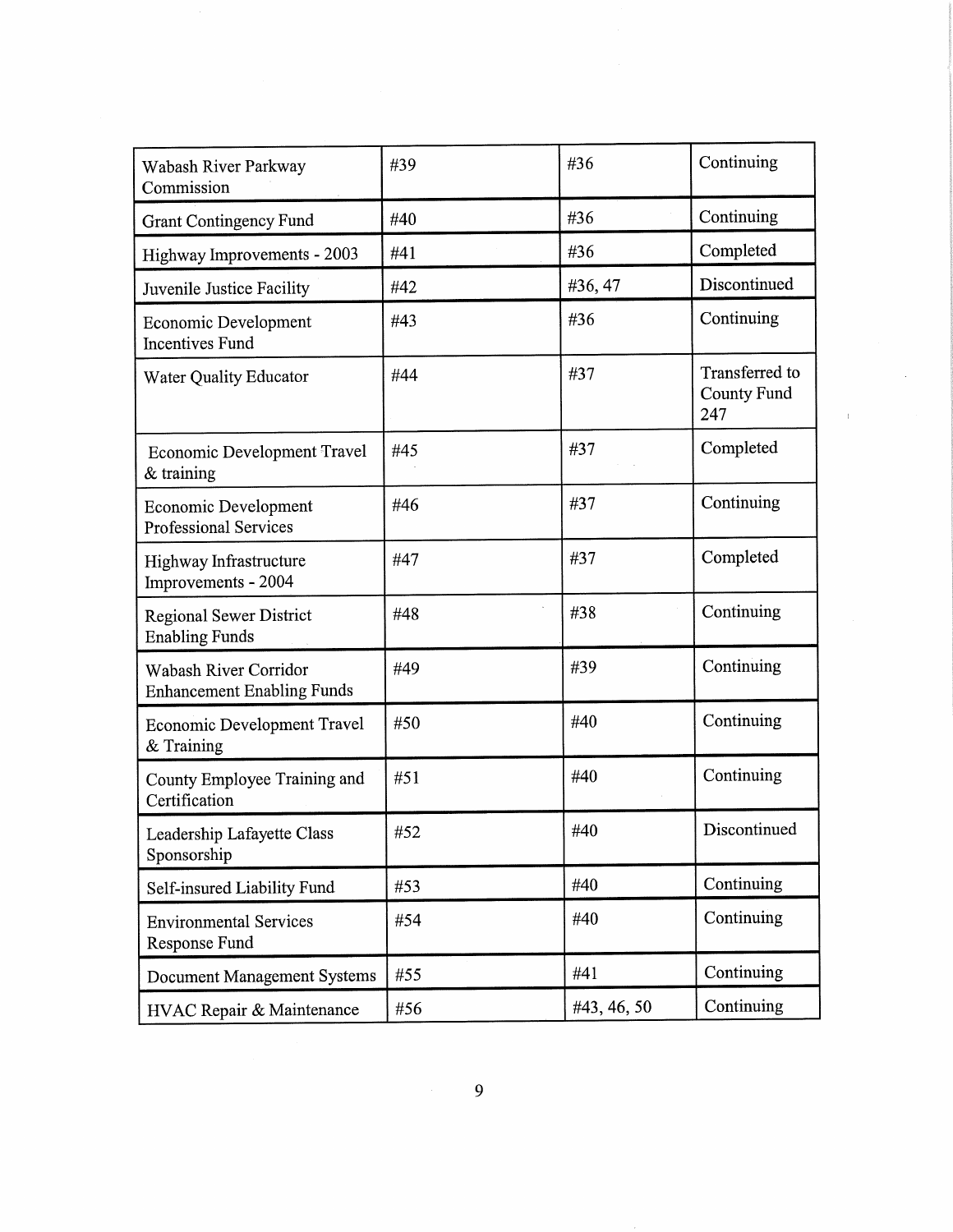| | | | |
|---|---|---|---|
| Wabash River Parkway Commission | #39 | #36 | Continuing |
| Grant Contingency Fund | #40 | #36 | Continuing |
| Highway Improvements - 2003 | #41 | #36 | Completed |
| Juvenile Justice Facility | #42 | #36, 47 | Discontinued |
| Economic Development Incentives Fund | #43 | #36 | Continuing |
| Water Quality Educator | #44 | #37 | Transferred to County Fund 247 |
| Economic Development Travel & training | #45 | #37 | Completed |
| Economic Development Professional Services | #46 | #37 | Continuing |
| Highway Infrastructure Improvements - 2004 | #47 | #37 | Completed |
| Regional Sewer District Enabling Funds | #48 | #38 | Continuing |
| Wabash River Corridor Enhancement Enabling Funds | #49 | #39 | Continuing |
| Economic Development Travel & Training | #50 | #40 | Continuing |
| County Employee Training and Certification | #51 | #40 | Continuing |
| Leadership Lafayette Class Sponsorship | #52 | #40 | Discontinued |
| Self-insured Liability Fund | #53 | #40 | Continuing |
| Environmental Services Response Fund | #54 | #40 | Continuing |
| Document Management Systems | #55 | #41 | Continuing |
| HVAC Repair & Maintenance | #56 | #43, 46, 50 | Continuing |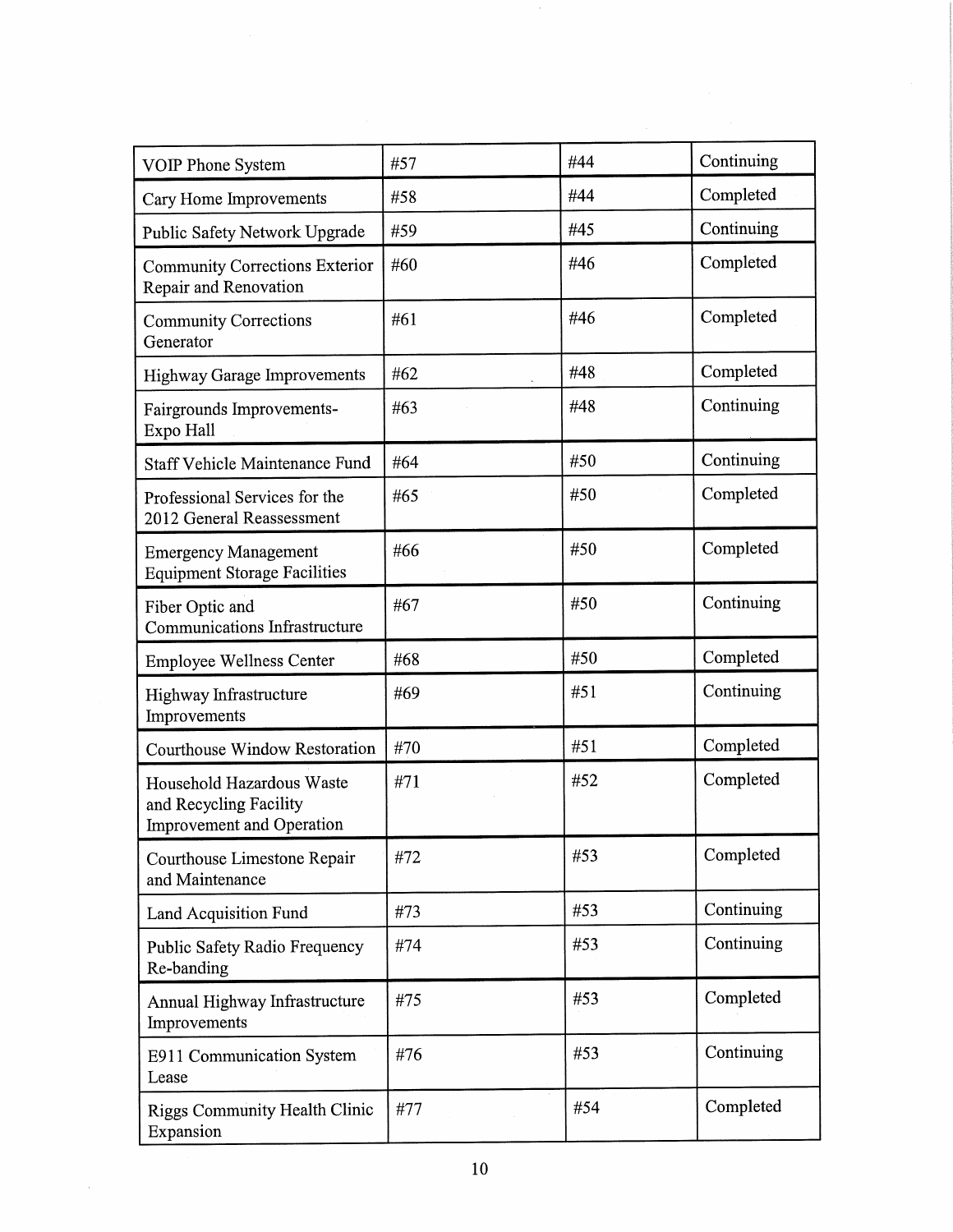| VOIP Phone System | #57 | #44 | Continuing |
|---|---|---|---|
| Cary Home Improvements | #58 | #44 | Completed |
| Public Safety Network Upgrade | #59 | #45 | Continuing |
| Community Corrections Exterior Repair and Renovation | #60 | #46 | Completed |
| Community Corrections Generator | #61 | #46 | Completed |
| Highway Garage Improvements | #62 | #48 | Completed |
| Fairgrounds Improvements- Expo Hall | #63 | #48 | Continuing |
| Staff Vehicle Maintenance Fund | #64 | #50 | Continuing |
| Professional Services for the 2012 General Reassessment | #65 | #50 | Completed |
| Emergency Management Equipment Storage Facilities | #66 | #50 | Completed |
| Fiber Optic and Communications Infrastructure | #67 | #50 | Continuing |
| Employee Wellness Center | #68 | #50 | Completed |
| Highway Infrastructure Improvements | #69 | #51 | Continuing |
| Courthouse Window Restoration | #70 | #51 | Completed |
| Household Hazardous Waste and Recycling Facility Improvement and Operation | #71 | #52 | Completed |
| Courthouse Limestone Repair and Maintenance | #72 | #53 | Completed |
| Land Acquisition Fund | #73 | #53 | Continuing |
| Public Safety Radio Frequency Re-banding | #74 | #53 | Continuing |
| Annual Highway Infrastructure Improvements | #75 | #53 | Completed |
| E911 Communication System Lease | #76 | #53 | Continuing |
| Riggs Community Health Clinic Expansion | #77 | #54 | Completed |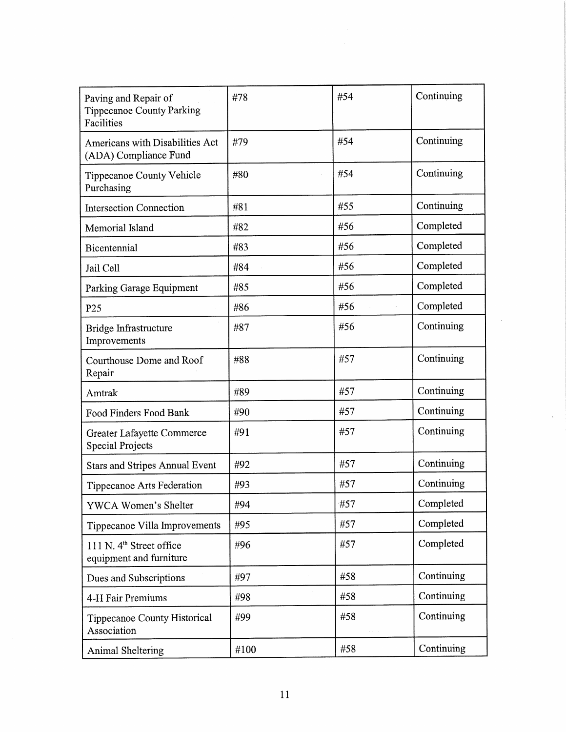| Paving and Repair of Tippecanoe County Parking Facilities | #78 | #54 | Continuing |
|---|---|---|---|
| Americans with Disabilities Act (ADA) Compliance Fund | #79 | #54 | Continuing |
| Tippecanoe County Vehicle Purchasing | #80 | #54 | Continuing |
| Intersection Connection | #81 | #55 | Continuing |
| Memorial Island | #82 | #56 | Completed |
| Bicentennial | #83 | #56 | Completed |
| Jail Cell | #84 | #56 | Completed |
| Parking Garage Equipment | #85 | #56 | Completed |
| P25 | #86 | #56 | Completed |
| Bridge Infrastructure Improvements | #87 | #56 | Continuing |
| Courthouse Dome and Roof Repair | #88 | #57 | Continuing |
| Amtrak | #89 | #57 | Continuing |
| Food Finders Food Bank | #90 | #57 | Continuing |
| Greater Lafayette Commerce Special Projects | #91 | #57 | Continuing |
| Stars and Stripes Annual Event | #92 | #57 | Continuing |
| Tippecanoe Arts Federation | #93 | #57 | Continuing |
| YWCA Women's Shelter | #94 | #57 | Completed |
| Tippecanoe Villa Improvements | #95 | #57 | Completed |
| 111 N. 4th Street office equipment and furniture | #96 | #57 | Completed |
| Dues and Subscriptions | #97 | #58 | Continuing |
| 4-H Fair Premiums | #98 | #58 | Continuing |
| Tippecanoe County Historical Association | #99 | #58 | Continuing |
| Animal Sheltering | #100 | #58 | Continuing |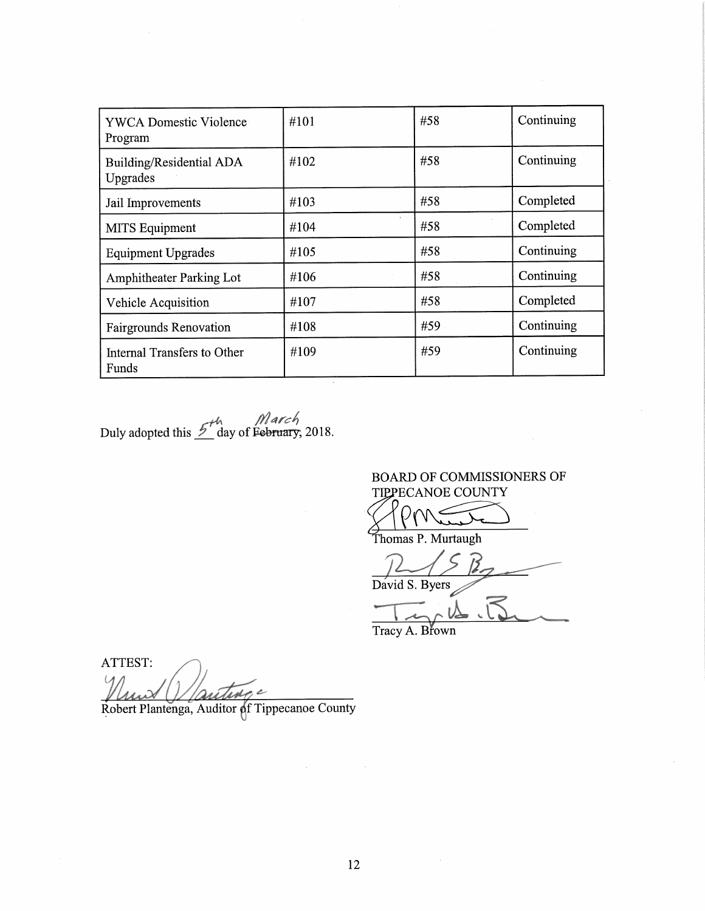| | | | |
|---|---|---|---|
| YWCA Domestic Violence Program | #101 | #58 | Continuing |
| Building/Residential ADA Upgrades | #102 | #58 | Continuing |
| Jail Improvements | #103 | #58 | Completed |
| MITS Equipment | #104 | #58 | Completed |
| Equipment Upgrades | #105 | #58 | Continuing |
| Amphitheater Parking Lot | #106 | #58 | Continuing |
| Vehicle Acquisition | #107 | #58 | Completed |
| Fairgrounds Renovation | #108 | #59 | Continuing |
| Internal Transfers to Other Funds | #109 | #59 | Continuing |

Duly adopted this 5th day of ~~February~~ March, 2018.

BOARD OF COMMISSIONERS OF TIPPECANOE COUNTY

Thomas P. Murtaugh

David S. Byers

Tracy A. Brown

ATTEST:

Robert Plantenga, Auditor of Tippecanoe County